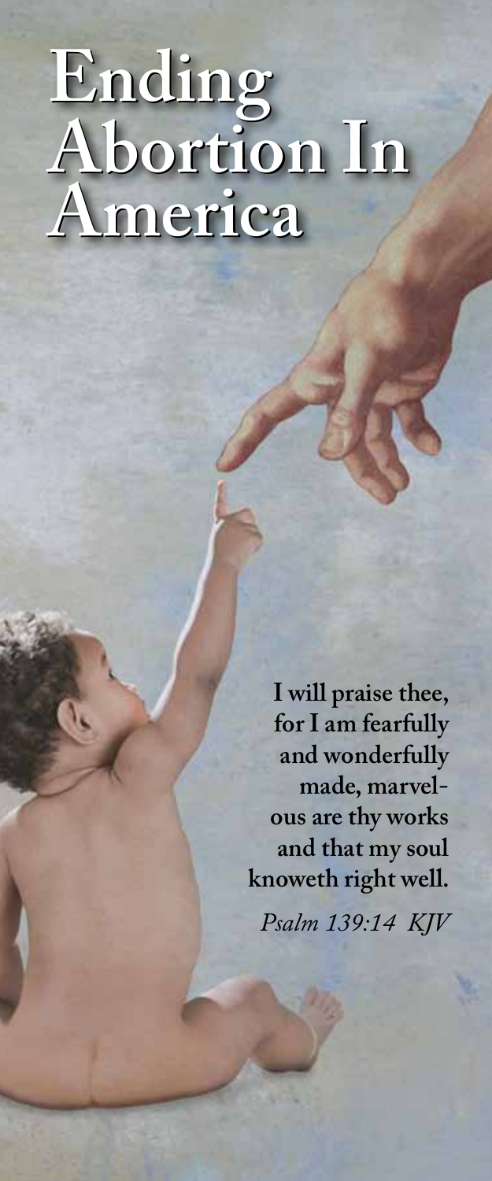# Ending Abortion In America

**I will praise thee, for I am fearfully and wonderfully made, marvelous are thy works and that my soul knoweth right well.**

*Psalm 139:14 KJV*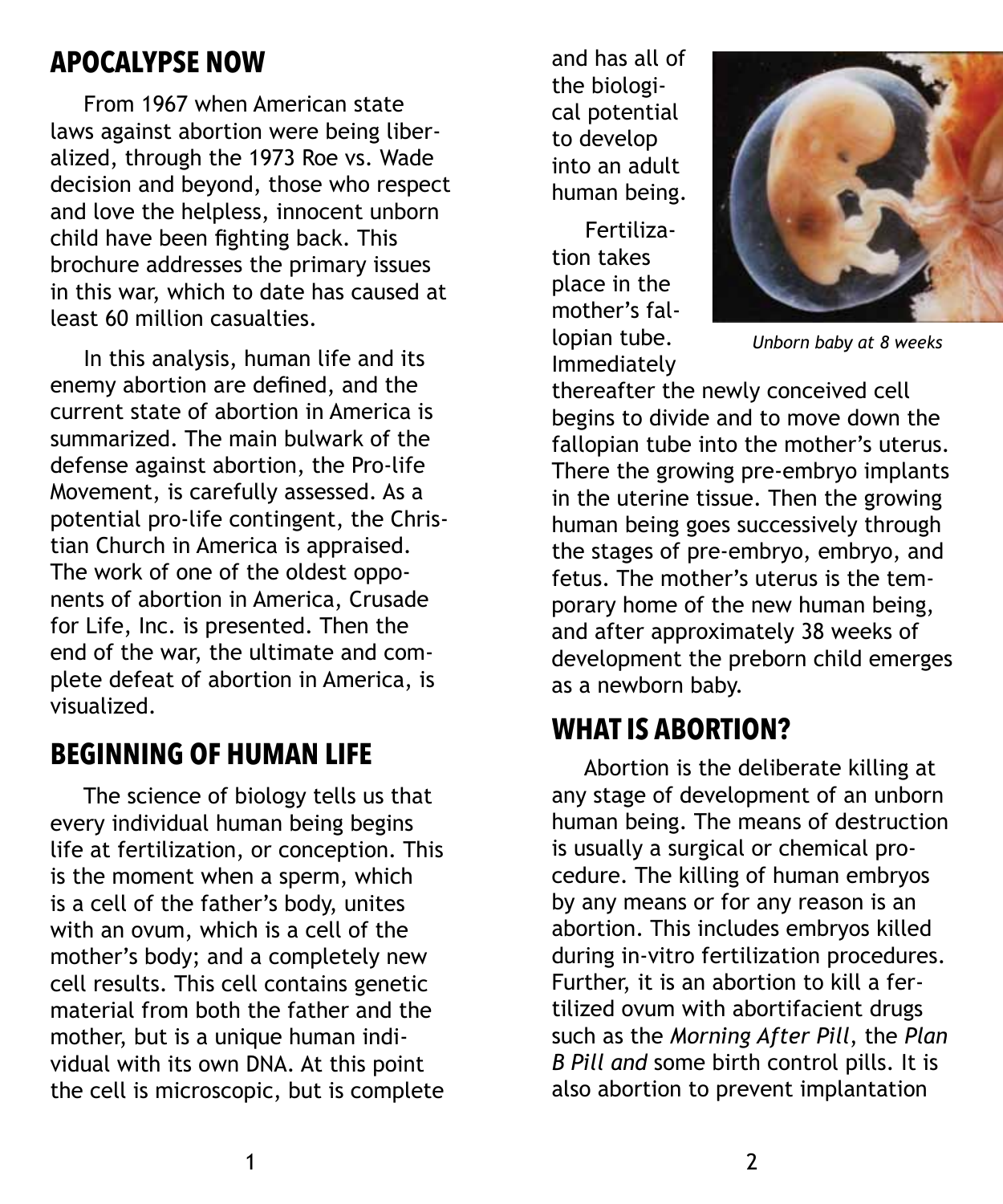## APOCALYPSE NOW

From 1967 when American state laws against abortion were being liberalized, through the 1973 Roe vs. Wade decision and beyond, those who respect and love the helpless, innocent unborn child have been fighting back. This brochure addresses the primary issues in this war, which to date has caused at least 60 million casualties.

In this analysis, human life and its enemy abortion are defined, and the current state of abortion in America is summarized. The main bulwark of the defense against abortion, the Pro-life Movement, is carefully assessed. As a potential pro-life contingent, the Christian Church in America is appraised. The work of one of the oldest opponents of abortion in America, Crusade for Life, Inc. is presented. Then the end of the war, the ultimate and complete defeat of abortion in America, is visualized.

## BEGINNING OF HUMAN LIFE

The science of biology tells us that every individual human being begins life at fertilization, or conception. This is the moment when a sperm, which is a cell of the father's body, unites with an ovum, which is a cell of the mother's body; and a completely new cell results. This cell contains genetic material from both the father and the mother, but is a unique human individual with its own DNA. At this point the cell is microscopic, but is complete and has all of the biological potential to develop into an adult human being.

*Unborn baby at 8 weeks*

Fertilization takes place in the mother's fallopian tube. Immediately thereafter the newly conceived cell begins to divide and to move down the fallopian tube into the mother's uterus. There the growing pre-embryo implants in the uterine tissue. Then the growing human being goes successively through the stages of pre-embryo, embryo, and fetus. The mother's uterus is the temporary home of the new human being, and after approximately 38 weeks of development the preborn child emerges as a newborn baby.

## WHAT IS ABORTION?

Abortion is the deliberate killing at any stage of development of an unborn human being. The means of destruction is usually a surgical or chemical procedure. The killing of human embryos by any means or for any reason is an abortion. This includes embryos killed during in-vitro fertilization procedures. Further, it is an abortion to kill a fertilized ovum with abortifacient drugs such as the *Morning After Pill*, the *Plan B Pill and* some birth control pills. It is also abortion to prevent implantation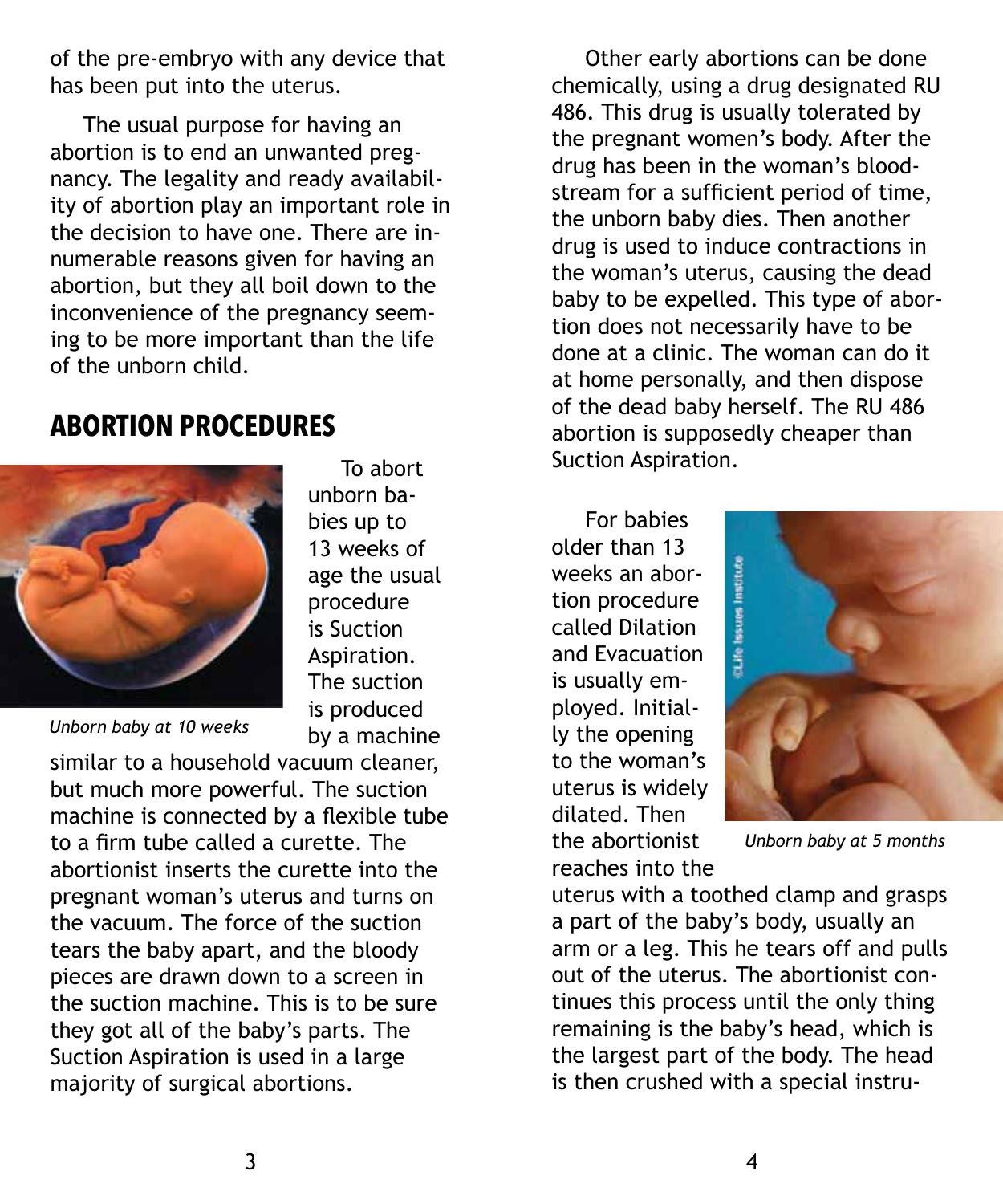of the pre-embryo with any device that has been put into the uterus.

The usual purpose for having an abortion is to end an unwanted pregnancy. The legality and ready availability of abortion play an important role in the decision to have one. There are innumerable reasons given for having an abortion, but they all boil down to the inconvenience of the pregnancy seeming to be more important than the life of the unborn child.

## ABORTION PROCEDURES

*Unborn baby at 10 weeks*

To abort unborn babies up to 13 weeks of age the usual procedure is Suction Aspiration. The suction is produced by a machine similar to a household vacuum cleaner, but much more powerful. The suction machine is connected by a flexible tube to a firm tube called a curette. The abortionist inserts the curette into the pregnant woman's uterus and turns on the vacuum. The force of the suction tears the baby apart, and the bloody pieces are drawn down to a screen in the suction machine. This is to be sure they got all of the baby's parts. The Suction Aspiration is used in a large majority of surgical abortions.

Other early abortions can be done chemically, using a drug designated RU 486. This drug is usually tolerated by the pregnant women's body. After the drug has been in the woman's bloodstream for a sufficient period of time, the unborn baby dies. Then another drug is used to induce contractions in the woman's uterus, causing the dead baby to be expelled. This type of abortion does not necessarily have to be done at a clinic. The woman can do it at home personally, and then dispose of the dead baby herself. The RU 486 abortion is supposedly cheaper than Suction Aspiration.

For babies older than 13 weeks an abortion procedure called Dilation and Evacuation is usually employed. Initially the opening to the woman's uterus is widely dilated. Then the abortionist reaches into the uterus with a toothed clamp and grasps a part of the baby's body, usually an arm or a leg. This he tears off and pulls out of the uterus. The abortionist continues this process until the only thing remaining is the baby's head, which is the largest part of the body. The head is then crushed with a special instru-

©Life Issues Institute

*Unborn baby at 5 months*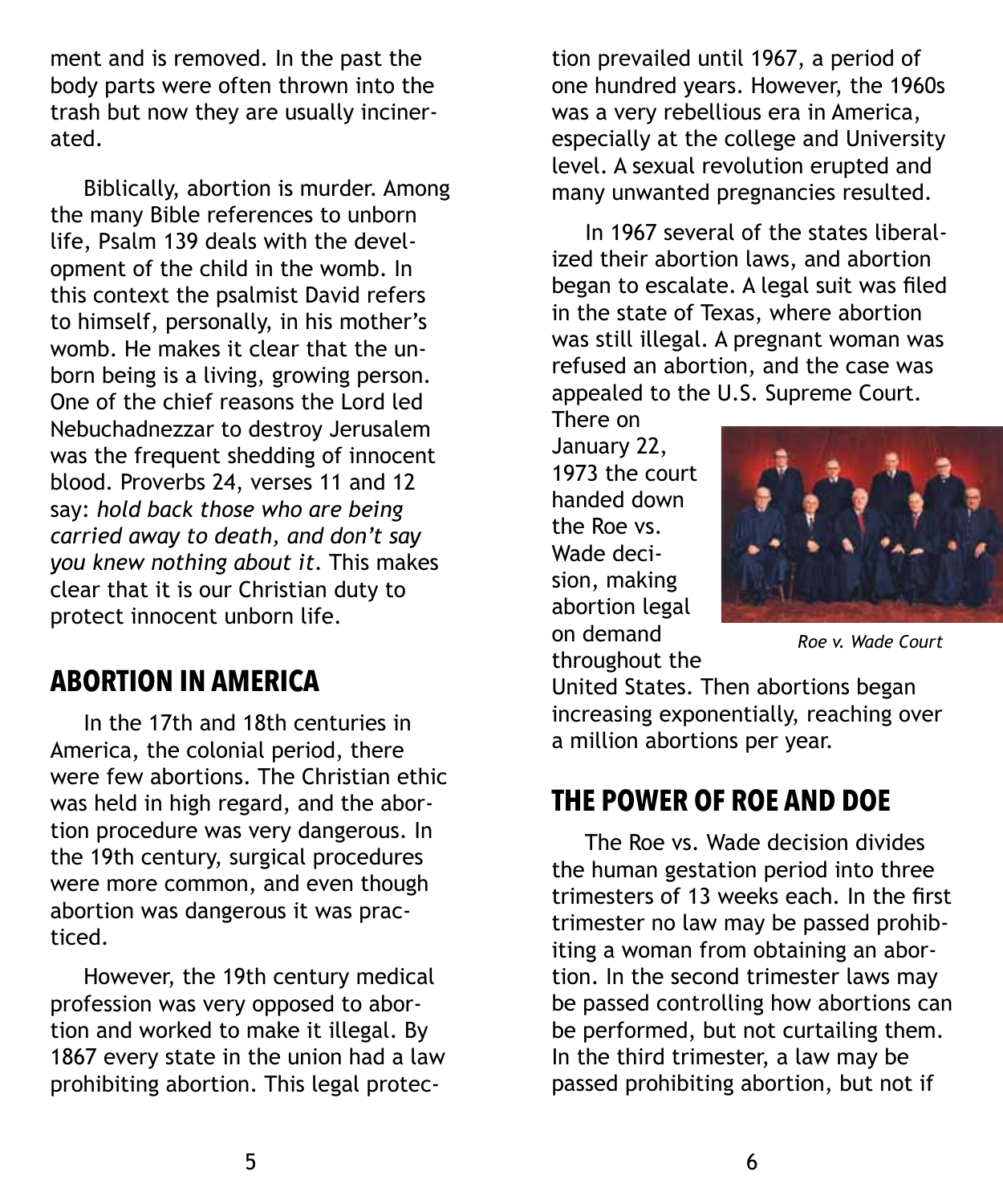ment and is removed. In the past the body parts were often thrown into the trash but now they are usually incinerated.

Biblically, abortion is murder. Among the many Bible references to unborn life, Psalm 139 deals with the development of the child in the womb. In this context the psalmist David refers to himself, personally, in his mother's womb. He makes it clear that the unborn being is a living, growing person. One of the chief reasons the Lord led Nebuchadnezzar to destroy Jerusalem was the frequent shedding of innocent blood. Proverbs 24, verses 11 and 12 say: *hold back those who are being carried away to death, and don't say you knew nothing about it*. This makes clear that it is our Christian duty to protect innocent unborn life.

## ABORTION IN AMERICA

In the 17th and 18th centuries in America, the colonial period, there were few abortions. The Christian ethic was held in high regard, and the abortion procedure was very dangerous. In the 19th century, surgical procedures were more common, and even though abortion was dangerous it was practiced.

However, the 19th century medical profession was very opposed to abortion and worked to make it illegal. By 1867 every state in the union had a law prohibiting abortion. This legal protection prevailed until 1967, a period of one hundred years. However, the 1960s was a very rebellious era in America, especially at the college and University level. A sexual revolution erupted and many unwanted pregnancies resulted.

In 1967 several of the states liberalized their abortion laws, and abortion began to escalate. A legal suit was filed in the state of Texas, where abortion was still illegal. A pregnant woman was refused an abortion, and the case was appealed to the U.S. Supreme Court. There on January 22, 1973 the court handed down the Roe vs. Wade decision, making abortion legal on demand throughout the United States. Then abortions began increasing exponentially, reaching over a million abortions per year.

*Roe v. Wade Court*

## THE POWER OF ROE AND DOE

The Roe vs. Wade decision divides the human gestation period into three trimesters of 13 weeks each. In the first trimester no law may be passed prohibiting a woman from obtaining an abortion. In the second trimester laws may be passed controlling how abortions can be performed, but not curtailing them. In the third trimester, a law may be passed prohibiting abortion, but not if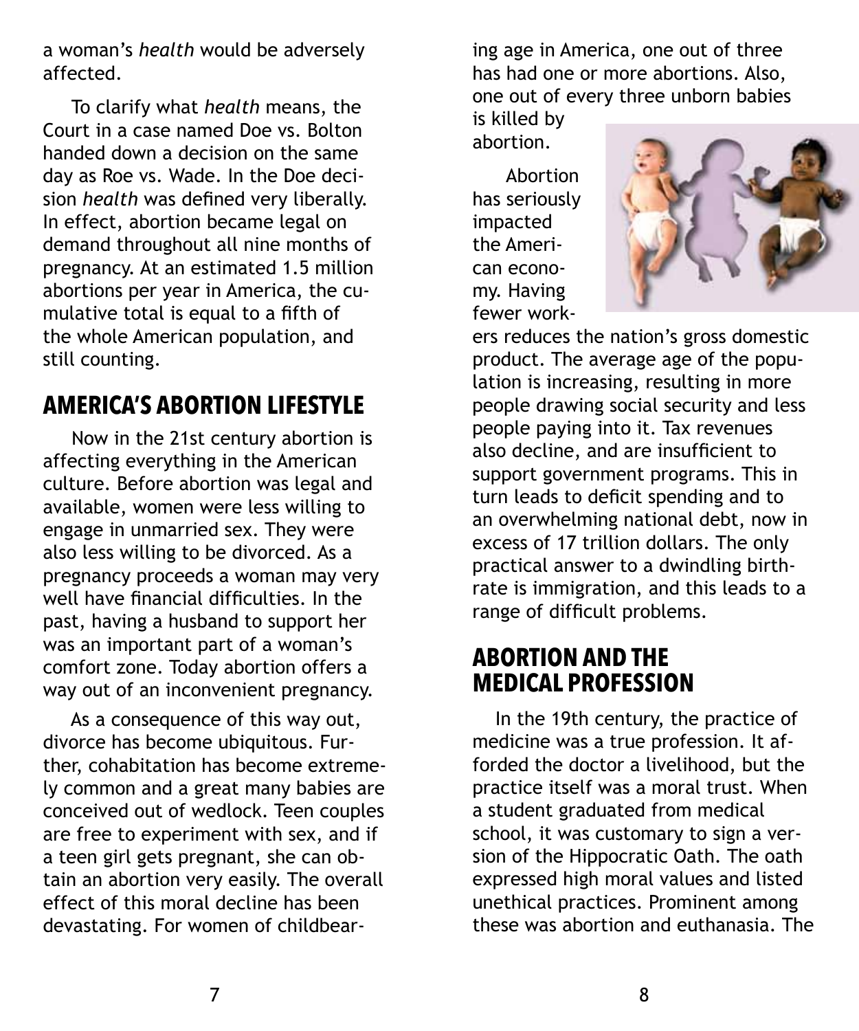a woman's *health* would be adversely affected.

To clarify what *health* means, the Court in a case named Doe vs. Bolton handed down a decision on the same day as Roe vs. Wade. In the Doe decision *health* was defined very liberally. In effect, abortion became legal on demand throughout all nine months of pregnancy. At an estimated 1.5 million abortions per year in America, the cumulative total is equal to a fifth of the whole American population, and still counting.

## AMERICA'S ABORTION LIFESTYLE

Now in the 21st century abortion is affecting everything in the American culture. Before abortion was legal and available, women were less willing to engage in unmarried sex. They were also less willing to be divorced. As a pregnancy proceeds a woman may very well have financial difficulties. In the past, having a husband to support her was an important part of a woman's comfort zone. Today abortion offers a way out of an inconvenient pregnancy.

As a consequence of this way out, divorce has become ubiquitous. Further, cohabitation has become extremely common and a great many babies are conceived out of wedlock. Teen couples are free to experiment with sex, and if a teen girl gets pregnant, she can obtain an abortion very easily. The overall effect of this moral decline has been devastating. For women of childbearing age in America, one out of three has had one or more abortions. Also, one out of every three unborn babies is killed by abortion.

Abortion has seriously impacted the American economy. Having fewer workers reduces the nation's gross domestic product. The average age of the population is increasing, resulting in more people drawing social security and less people paying into it. Tax revenues also decline, and are insufficient to support government programs. This in turn leads to deficit spending and to an overwhelming national debt, now in excess of 17 trillion dollars. The only practical answer to a dwindling birthrate is immigration, and this leads to a range of difficult problems.

## ABORTION AND THE MEDICAL PROFESSION

In the 19th century, the practice of medicine was a true profession. It afforded the doctor a livelihood, but the practice itself was a moral trust. When a student graduated from medical school, it was customary to sign a version of the Hippocratic Oath. The oath expressed high moral values and listed unethical practices. Prominent among these was abortion and euthanasia. The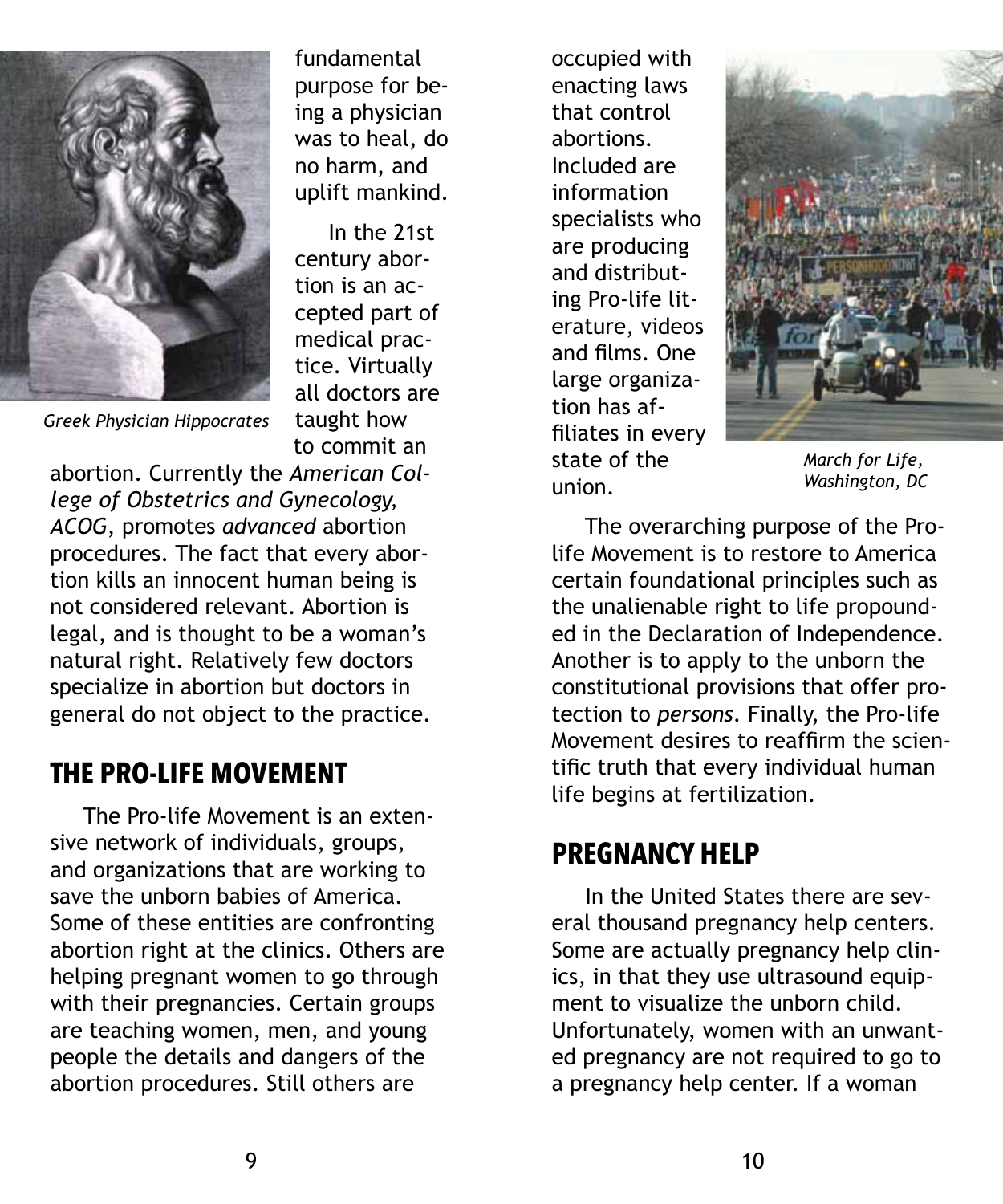fundamental purpose for being a physician was to heal, do no harm, and uplift mankind.

*Greek Physician Hippocrates*

In the 21st century abortion is an accepted part of medical practice. Virtually all doctors are taught how to commit an abortion. Currently the *American College of Obstetrics and Gynecology, ACOG*, promotes *advanced* abortion procedures. The fact that every abortion kills an innocent human being is not considered relevant. Abortion is legal, and is thought to be a woman's natural right. Relatively few doctors specialize in abortion but doctors in general do not object to the practice.

## THE PRO-LIFE MOVEMENT

The Pro-life Movement is an extensive network of individuals, groups, and organizations that are working to save the unborn babies of America. Some of these entities are confronting abortion right at the clinics. Others are helping pregnant women to go through with their pregnancies. Certain groups are teaching women, men, and young people the details and dangers of the abortion procedures. Still others are occupied with enacting laws that control abortions. Included are information specialists who are producing and distributing Pro-life literature, videos and films. One large organization has affiliates in every state of the union.

*March for Life, Washington, DC*

The overarching purpose of the Pro-life Movement is to restore to America certain foundational principles such as the unalienable right to life propounded in the Declaration of Independence. Another is to apply to the unborn the constitutional provisions that offer protection to *persons*. Finally, the Pro-life Movement desires to reaffirm the scientific truth that every individual human life begins at fertilization.

## PREGNANCY HELP

In the United States there are several thousand pregnancy help centers. Some are actually pregnancy help clinics, in that they use ultrasound equipment to visualize the unborn child. Unfortunately, women with an unwanted pregnancy are not required to go to a pregnancy help center. If a woman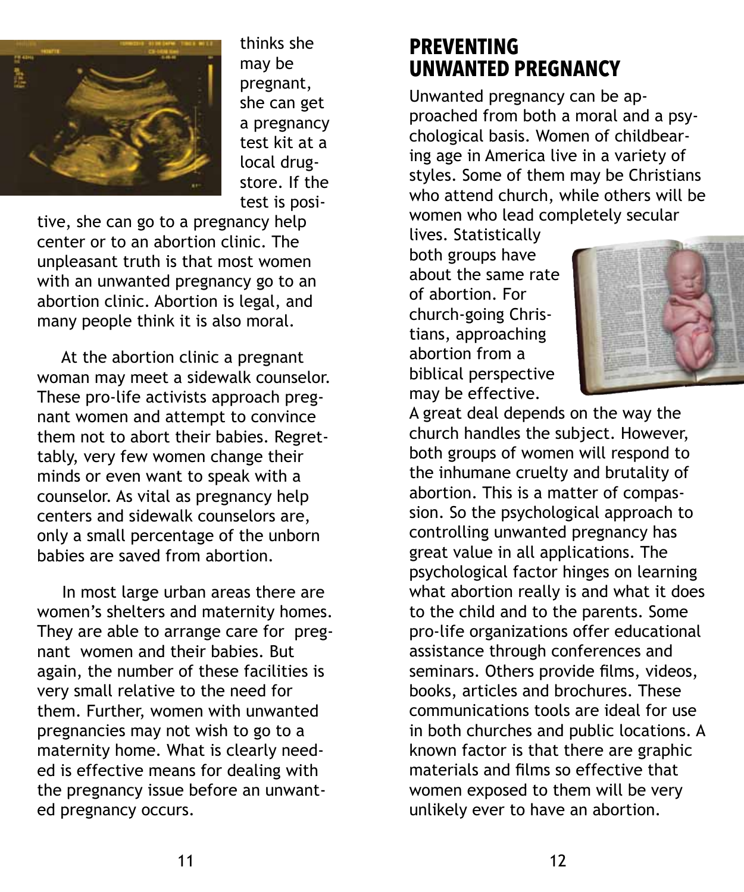thinks she may be pregnant, she can get a pregnancy test kit at a local drugstore. If the test is positive, she can go to a pregnancy help center or to an abortion clinic. The unpleasant truth is that most women with an unwanted pregnancy go to an abortion clinic. Abortion is legal, and many people think it is also moral.

At the abortion clinic a pregnant woman may meet a sidewalk counselor. These pro-life activists approach pregnant women and attempt to convince them not to abort their babies. Regrettably, very few women change their minds or even want to speak with a counselor. As vital as pregnancy help centers and sidewalk counselors are, only a small percentage of the unborn babies are saved from abortion.

In most large urban areas there are women's shelters and maternity homes. They are able to arrange care for pregnant women and their babies. But again, the number of these facilities is very small relative to the need for them. Further, women with unwanted pregnancies may not wish to go to a maternity home. What is clearly needed is effective means for dealing with the pregnancy issue before an unwanted pregnancy occurs.

## PREVENTING UNWANTED PREGNANCY

Unwanted pregnancy can be approached from both a moral and a psychological basis. Women of childbearing age in America live in a variety of styles. Some of them may be Christians who attend church, while others will be women who lead completely secular lives. Statistically both groups have about the same rate of abortion. For church-going Christians, approaching abortion from a biblical perspective may be effective. A great deal depends on the way the church handles the subject. However, both groups of women will respond to the inhumane cruelty and brutality of abortion. This is a matter of compassion. So the psychological approach to controlling unwanted pregnancy has great value in all applications. The psychological factor hinges on learning what abortion really is and what it does to the child and to the parents. Some pro-life organizations offer educational assistance through conferences and seminars. Others provide films, videos, books, articles and brochures. These communications tools are ideal for use in both churches and public locations. A known factor is that there are graphic materials and films so effective that women exposed to them will be very unlikely ever to have an abortion.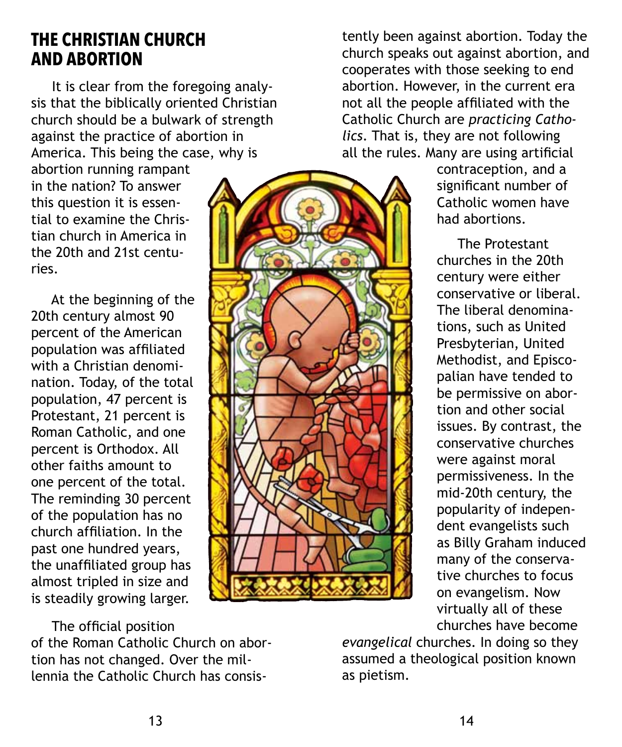## THE CHRISTIAN CHURCH AND ABORTION

It is clear from the foregoing analysis that the biblically oriented Christian church should be a bulwark of strength against the practice of abortion in America. This being the case, why is abortion running rampant in the nation? To answer this question it is essential to examine the Christian church in America in the 20th and 21st centuries.

At the beginning of the 20th century almost 90 percent of the American population was affiliated with a Christian denomination. Today, of the total population, 47 percent is Protestant, 21 percent is Roman Catholic, and one percent is Orthodox. All other faiths amount to one percent of the total. The reminding 30 percent of the population has no church affiliation. In the past one hundred years, the unaffiliated group has almost tripled in size and is steadily growing larger.

The official position of the Roman Catholic Church on abortion has not changed. Over the millennia the Catholic Church has consistently been against abortion. Today the church speaks out against abortion, and cooperates with those seeking to end abortion. However, in the current era not all the people affiliated with the Catholic Church are *practicing Catholics*. That is, they are not following all the rules. Many are using artificial contraception, and a significant number of Catholic women have had abortions.

The Protestant churches in the 20th century were either conservative or liberal. The liberal denominations, such as United Presbyterian, United Methodist, and Episcopalian have tended to be permissive on abortion and other social issues. By contrast, the conservative churches were against moral permissiveness. In the mid-20th century, the popularity of independent evangelists such as Billy Graham induced many of the conservative churches to focus on evangelism. Now virtually all of these churches have become *evangelical* churches. In doing so they assumed a theological position known as pietism.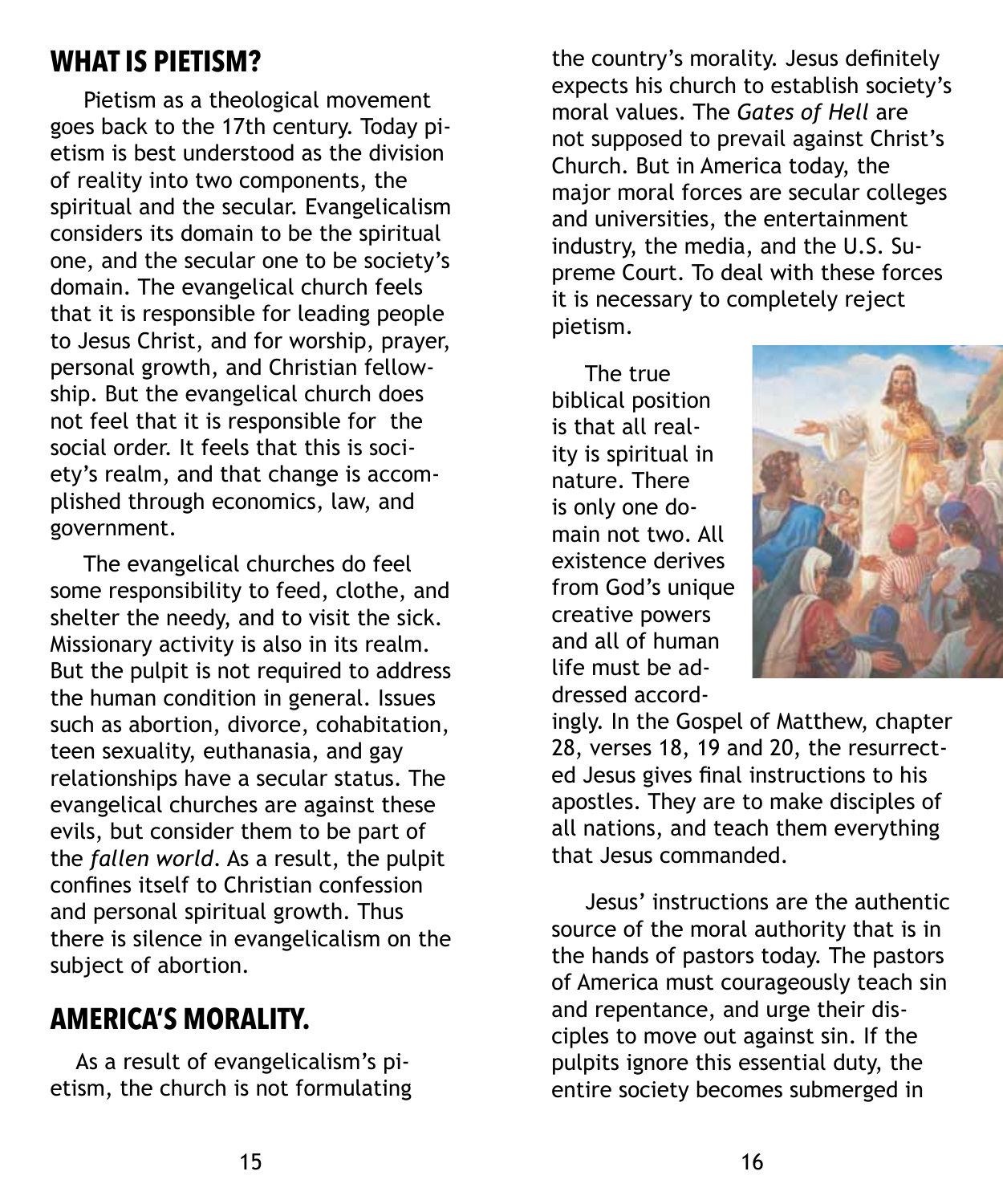## WHAT IS PIETISM?

Pietism as a theological movement goes back to the 17th century. Today pietism is best understood as the division of reality into two components, the spiritual and the secular. Evangelicalism considers its domain to be the spiritual one, and the secular one to be society's domain. The evangelical church feels that it is responsible for leading people to Jesus Christ, and for worship, prayer, personal growth, and Christian fellowship. But the evangelical church does not feel that it is responsible for the social order. It feels that this is society's realm, and that change is accomplished through economics, law, and government.

The evangelical churches do feel some responsibility to feed, clothe, and shelter the needy, and to visit the sick. Missionary activity is also in its realm. But the pulpit is not required to address the human condition in general. Issues such as abortion, divorce, cohabitation, teen sexuality, euthanasia, and gay relationships have a secular status. The evangelical churches are against these evils, but consider them to be part of the *fallen world*. As a result, the pulpit confines itself to Christian confession and personal spiritual growth. Thus there is silence in evangelicalism on the subject of abortion.

## AMERICA'S MORALITY.

As a result of evangelicalism's pietism, the church is not formulating the country's morality. Jesus definitely expects his church to establish society's moral values. The *Gates of Hell* are not supposed to prevail against Christ's Church. But in America today, the major moral forces are secular colleges and universities, the entertainment industry, the media, and the U.S. Supreme Court. To deal with these forces it is necessary to completely reject pietism.

The true biblical position is that all reality is spiritual in nature. There is only one domain not two. All existence derives from God's unique creative powers and all of human life must be addressed accordingly. In the Gospel of Matthew, chapter 28, verses 18, 19 and 20, the resurrected Jesus gives final instructions to his apostles. They are to make disciples of all nations, and teach them everything that Jesus commanded.

Jesus' instructions are the authentic source of the moral authority that is in the hands of pastors today. The pastors of America must courageously teach sin and repentance, and urge their disciples to move out against sin. If the pulpits ignore this essential duty, the entire society becomes submerged in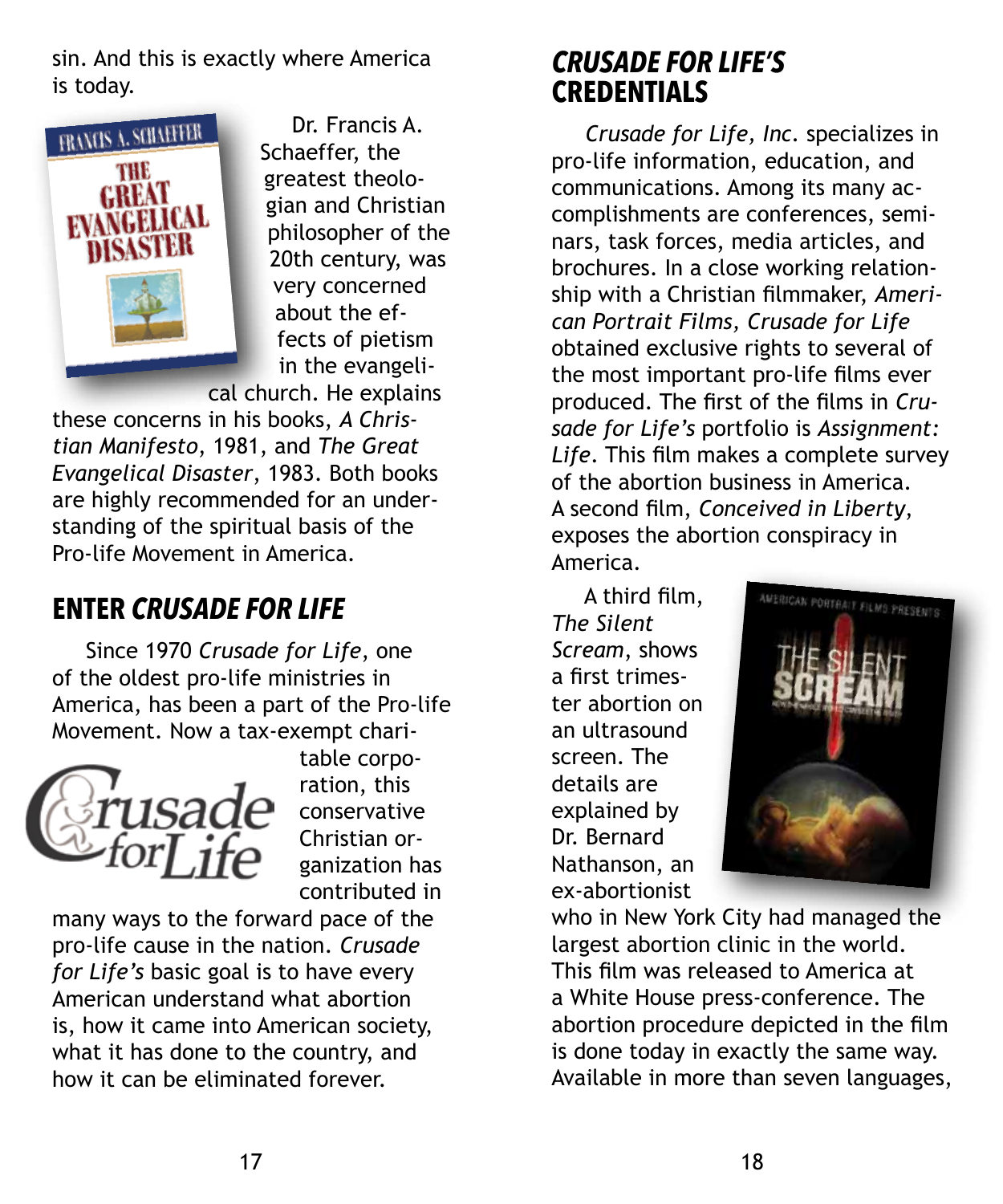sin. And this is exactly where America is today.

Dr. Francis A. Schaeffer, the greatest theologian and Christian philosopher of the 20th century, was very concerned about the effects of pietism in the evangelical church. He explains these concerns in his books, *A Christian Manifesto*, 1981, and *The Great Evangelical Disaster*, 1983. Both books are highly recommended for an understanding of the spiritual basis of the Pro-life Movement in America.

## ENTER *CRUSADE FOR LIFE*

Since 1970 *Crusade for Life*, one of the oldest pro-life ministries in America, has been a part of the Pro-life Movement. Now a tax-exempt charitable corporation, this conservative Christian organization has contributed in many ways to the forward pace of the pro-life cause in the nation. *Crusade for Life's* basic goal is to have every American understand what abortion is, how it came into American society, what it has done to the country, and how it can be eliminated forever.

## *CRUSADE FOR LIFE'S* CREDENTIALS

*Crusade for Life, Inc.* specializes in pro-life information, education, and communications. Among its many accomplishments are conferences, seminars, task forces, media articles, and brochures. In a close working relationship with a Christian filmmaker, *American Portrait Films, Crusade for Life* obtained exclusive rights to several of the most important pro-life films ever produced. The first of the films in *Crusade for Life's* portfolio is *Assignment: Life*. This film makes a complete survey of the abortion business in America. A second film, *Conceived in Liberty*, exposes the abortion conspiracy in America.

A third film, *The Silent Scream*, shows a first trimester abortion on an ultrasound screen. The details are explained by Dr. Bernard Nathanson, an ex-abortionist who in New York City had managed the largest abortion clinic in the world. This film was released to America at a White House press-conference. The abortion procedure depicted in the film is done today in exactly the same way. Available in more than seven languages,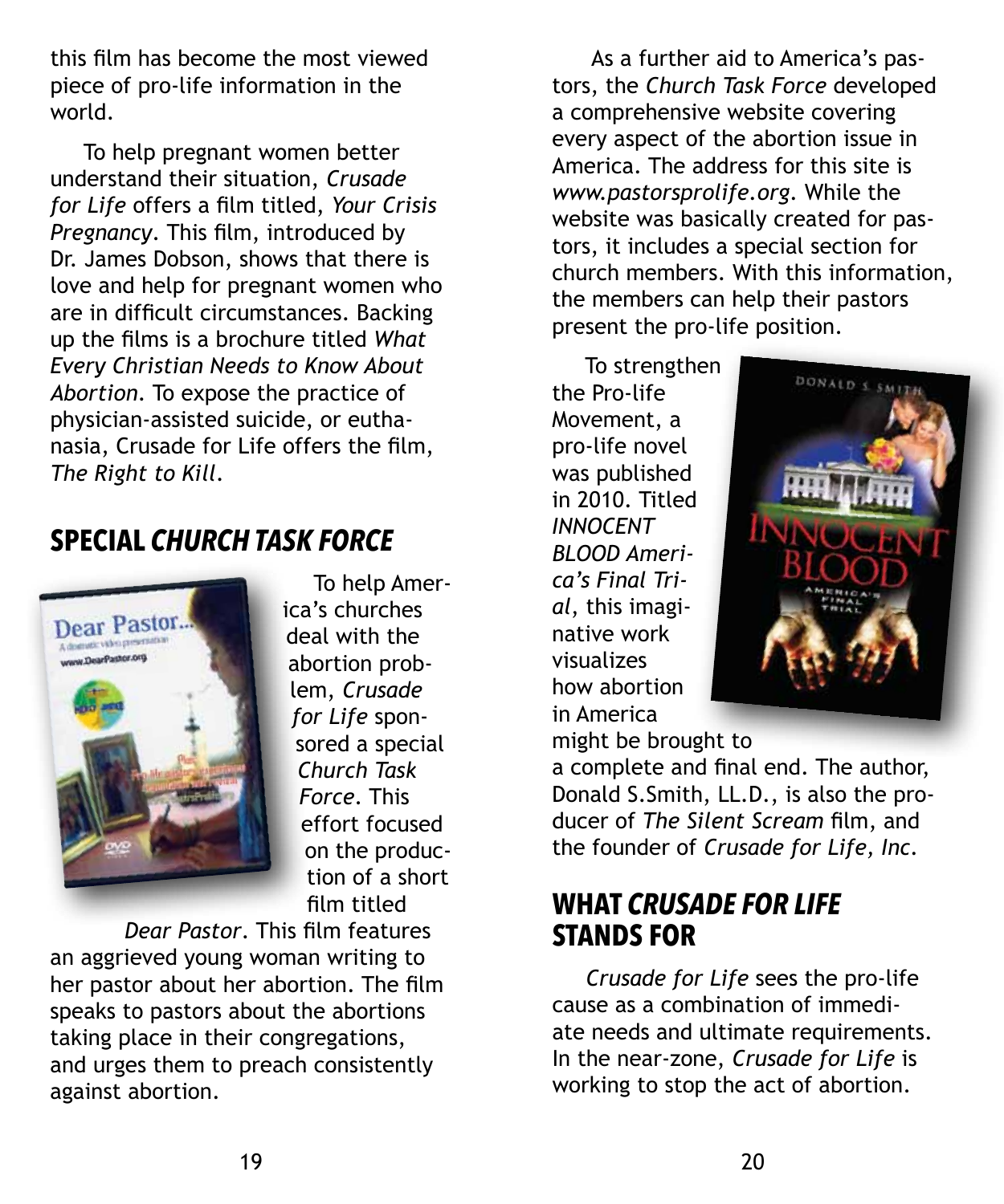this film has become the most viewed piece of pro-life information in the world.

To help pregnant women better understand their situation, *Crusade for Life* offers a film titled, *Your Crisis Pregnancy*. This film, introduced by Dr. James Dobson, shows that there is love and help for pregnant women who are in difficult circumstances. Backing up the films is a brochure titled *What Every Christian Needs to Know About Abortion*. To expose the practice of physician-assisted suicide, or euthanasia, Crusade for Life offers the film, *The Right to Kill*.

## SPECIAL *CHURCH TASK FORCE*

To help America's churches deal with the abortion problem, *Crusade for Life* sponsored a special *Church Task Force*. This effort focused on the production of a short film titled *Dear Pastor*. This film features an aggrieved young woman writing to her pastor about her abortion. The film speaks to pastors about the abortions taking place in their congregations, and urges them to preach consistently against abortion.

As a further aid to America's pastors, the *Church Task Force* developed a comprehensive website covering every aspect of the abortion issue in America. The address for this site is *www.pastorsprolife.org*. While the website was basically created for pastors, it includes a special section for church members. With this information, the members can help their pastors present the pro-life position.

To strengthen the Pro-life Movement, a pro-life novel was published in 2010. Titled *INNOCENT BLOOD America's Final Trial*, this imaginative work visualizes how abortion in America might be brought to a complete and final end. The author, Donald S.Smith, LL.D., is also the producer of *The Silent Scream* film, and the founder of *Crusade for Life, Inc*.

## WHAT *CRUSADE FOR LIFE* STANDS FOR

*Crusade for Life* sees the pro-life cause as a combination of immediate needs and ultimate requirements. In the near-zone, *Crusade for Life* is working to stop the act of abortion.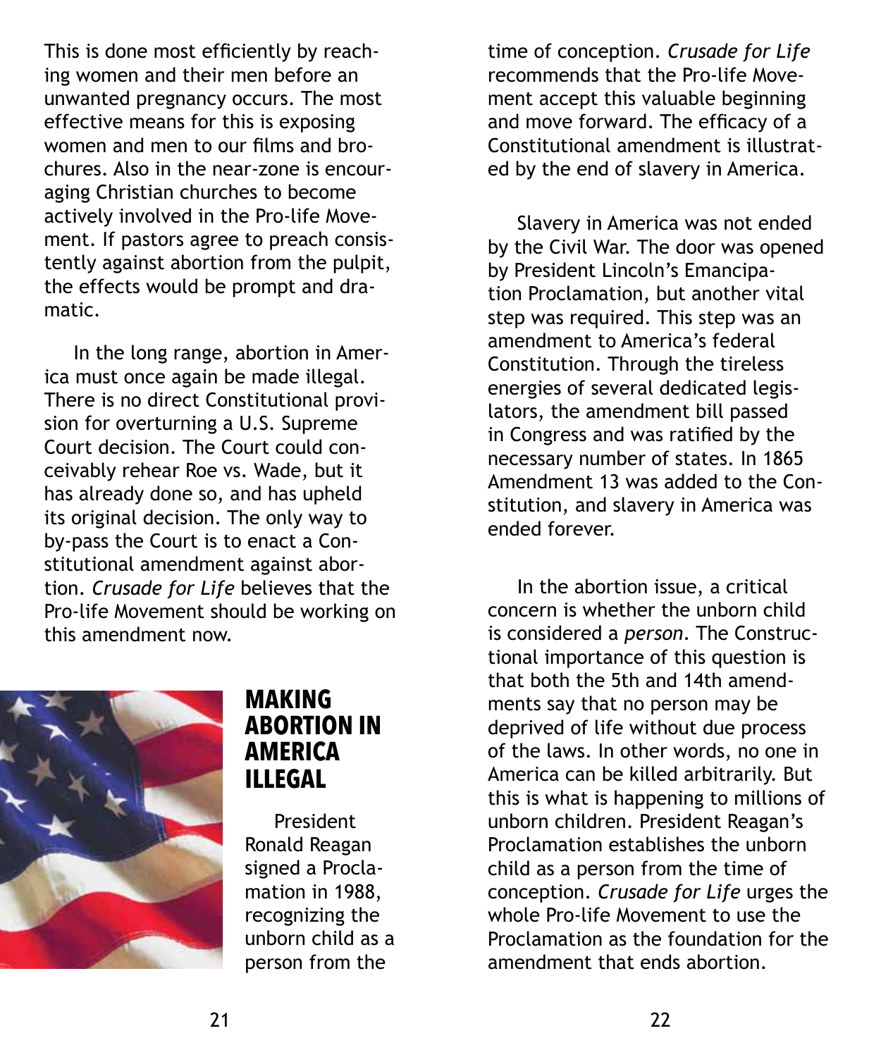This is done most efficiently by reaching women and their men before an unwanted pregnancy occurs. The most effective means for this is exposing women and men to our films and brochures. Also in the near-zone is encouraging Christian churches to become actively involved in the Pro-life Movement. If pastors agree to preach consistently against abortion from the pulpit, the effects would be prompt and dramatic.

In the long range, abortion in America must once again be made illegal. There is no direct Constitutional provision for overturning a U.S. Supreme Court decision. The Court could conceivably rehear Roe vs. Wade, but it has already done so, and has upheld its original decision. The only way to by-pass the Court is to enact a Constitutional amendment against abortion. *Crusade for Life* believes that the Pro-life Movement should be working on this amendment now.

## MAKING ABORTION IN AMERICA ILLEGAL

President Ronald Reagan signed a Proclamation in 1988, recognizing the unborn child as a person from the time of conception. *Crusade for Life* recommends that the Pro-life Movement accept this valuable beginning and move forward. The efficacy of a Constitutional amendment is illustrated by the end of slavery in America.

Slavery in America was not ended by the Civil War. The door was opened by President Lincoln's Emancipation Proclamation, but another vital step was required. This step was an amendment to America's federal Constitution. Through the tireless energies of several dedicated legislators, the amendment bill passed in Congress and was ratified by the necessary number of states. In 1865 Amendment 13 was added to the Constitution, and slavery in America was ended forever.

In the abortion issue, a critical concern is whether the unborn child is considered a *person*. The Constructional importance of this question is that both the 5th and 14th amendments say that no person may be deprived of life without due process of the laws. In other words, no one in America can be killed arbitrarily. But this is what is happening to millions of unborn children. President Reagan's Proclamation establishes the unborn child as a person from the time of conception. *Crusade for Life* urges the whole Pro-life Movement to use the Proclamation as the foundation for the amendment that ends abortion.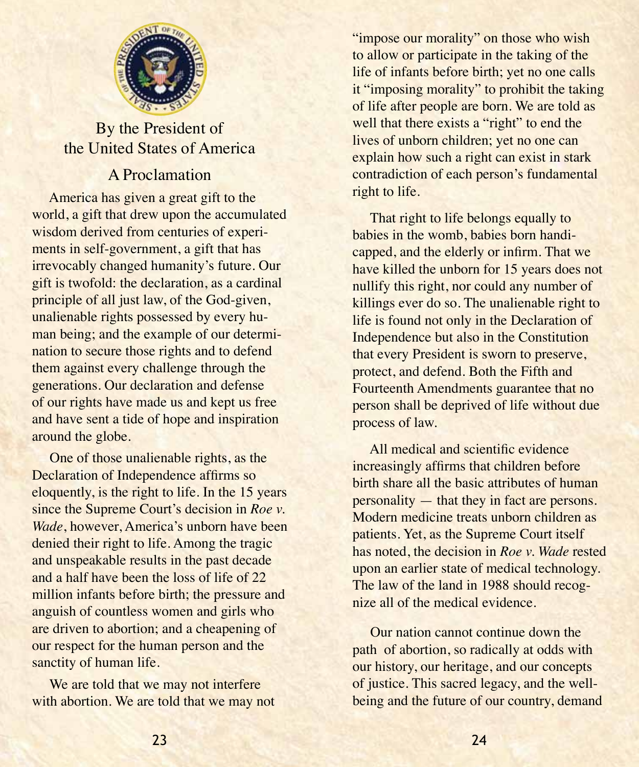By the President of the United States of America

A Proclamation

America has given a great gift to the world, a gift that drew upon the accumulated wisdom derived from centuries of experiments in self-government, a gift that has irrevocably changed humanity's future. Our gift is twofold: the declaration, as a cardinal principle of all just law, of the God-given, unalienable rights possessed by every human being; and the example of our determination to secure those rights and to defend them against every challenge through the generations. Our declaration and defense of our rights have made us and kept us free and have sent a tide of hope and inspiration around the globe.

One of those unalienable rights, as the Declaration of Independence affirms so eloquently, is the right to life. In the 15 years since the Supreme Court's decision in *Roe v. Wade*, however, America's unborn have been denied their right to life. Among the tragic and unspeakable results in the past decade and a half have been the loss of life of 22 million infants before birth; the pressure and anguish of countless women and girls who are driven to abortion; and a cheapening of our respect for the human person and the sanctity of human life.

We are told that we may not interfere with abortion. We are told that we may not "impose our morality" on those who wish to allow or participate in the taking of the life of infants before birth; yet no one calls it "imposing morality" to prohibit the taking of life after people are born. We are told as well that there exists a "right" to end the lives of unborn children; yet no one can explain how such a right can exist in stark contradiction of each person's fundamental right to life.

That right to life belongs equally to babies in the womb, babies born handicapped, and the elderly or infirm. That we have killed the unborn for 15 years does not nullify this right, nor could any number of killings ever do so. The unalienable right to life is found not only in the Declaration of Independence but also in the Constitution that every President is sworn to preserve, protect, and defend. Both the Fifth and Fourteenth Amendments guarantee that no person shall be deprived of life without due process of law.

All medical and scientific evidence increasingly affirms that children before birth share all the basic attributes of human personality — that they in fact are persons. Modern medicine treats unborn children as patients. Yet, as the Supreme Court itself has noted, the decision in *Roe v. Wade* rested upon an earlier state of medical technology. The law of the land in 1988 should recognize all of the medical evidence.

Our nation cannot continue down the path of abortion, so radically at odds with our history, our heritage, and our concepts of justice. This sacred legacy, and the well-being and the future of our country, demand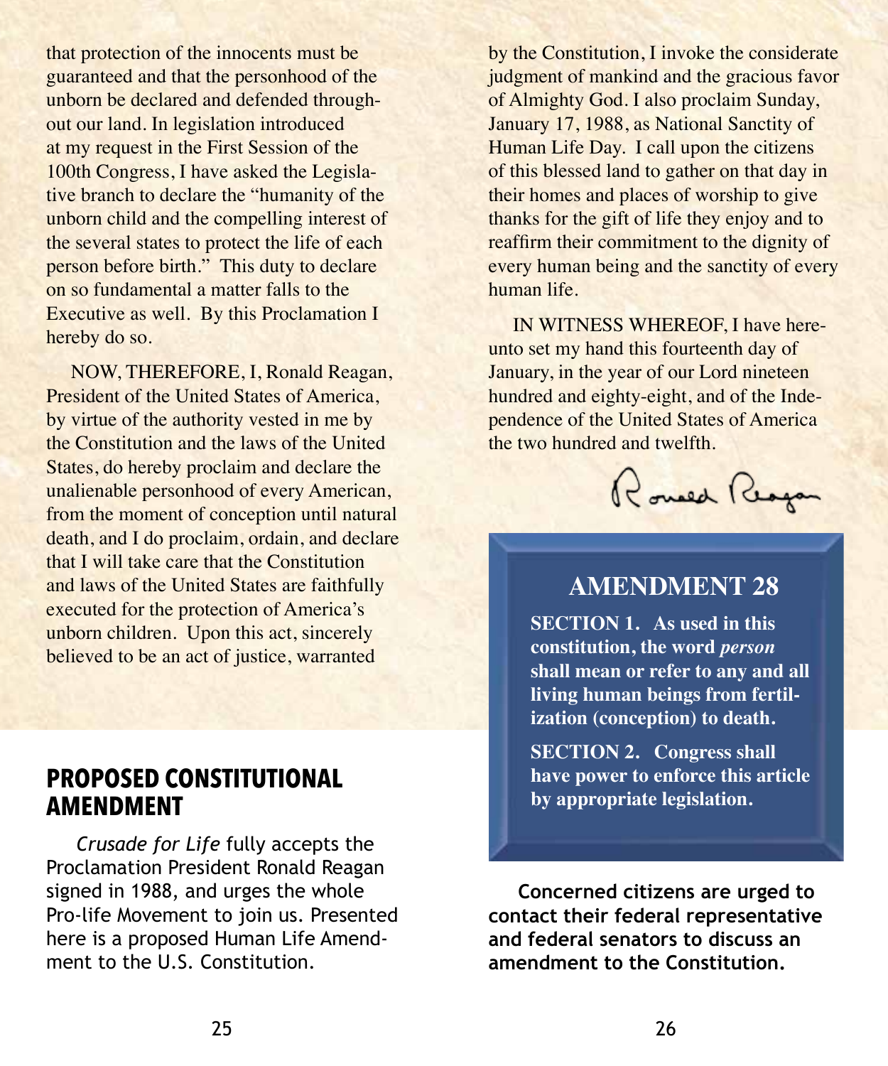that protection of the innocents must be guaranteed and that the personhood of the unborn be declared and defended throughout our land. In legislation introduced at my request in the First Session of the 100th Congress, I have asked the Legislative branch to declare the "humanity of the unborn child and the compelling interest of the several states to protect the life of each person before birth." This duty to declare on so fundamental a matter falls to the Executive as well. By this Proclamation I hereby do so.

NOW, THEREFORE, I, Ronald Reagan, President of the United States of America, by virtue of the authority vested in me by the Constitution and the laws of the United States, do hereby proclaim and declare the unalienable personhood of every American, from the moment of conception until natural death, and I do proclaim, ordain, and declare that I will take care that the Constitution and laws of the United States are faithfully executed for the protection of America's unborn children. Upon this act, sincerely believed to be an act of justice, warranted by the Constitution, I invoke the considerate judgment of mankind and the gracious favor of Almighty God. I also proclaim Sunday, January 17, 1988, as National Sanctity of Human Life Day. I call upon the citizens of this blessed land to gather on that day in their homes and places of worship to give thanks for the gift of life they enjoy and to reaffirm their commitment to the dignity of every human being and the sanctity of every human life.

IN WITNESS WHEREOF, I have hereunto set my hand this fourteenth day of January, in the year of our Lord nineteen hundred and eighty-eight, and of the Independence of the United States of America the two hundred and twelfth.

Ronald Reagan

## PROPOSED CONSTITUTIONAL AMENDMENT

*Crusade for Life* fully accepts the Proclamation President Ronald Reagan signed in 1988, and urges the whole Pro-life Movement to join us. Presented here is a proposed Human Life Amendment to the U.S. Constitution.

### AMENDMENT 28

**SECTION 1. As used in this constitution, the word *person* shall mean or refer to any and all living human beings from fertilization (conception) to death.**

**SECTION 2. Congress shall have power to enforce this article by appropriate legislation.**

**Concerned citizens are urged to contact their federal representative and federal senators to discuss an amendment to the Constitution.**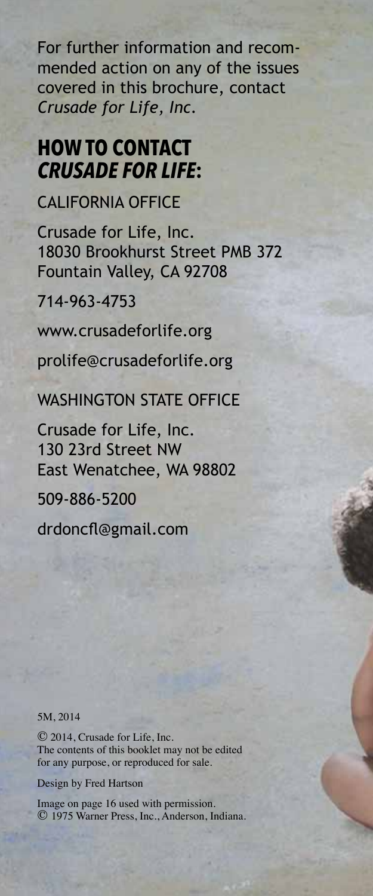For further information and recommended action on any of the issues covered in this brochure, contact *Crusade for Life, Inc.*

## HOW TO CONTACT *CRUSADE FOR LIFE*:

CALIFORNIA OFFICE

Crusade for Life, Inc.
18030 Brookhurst Street PMB 372
Fountain Valley, CA 92708

714-963-4753

www.crusadeforlife.org

prolife@crusadeforlife.org

WASHINGTON STATE OFFICE

Crusade for Life, Inc.
130 23rd Street NW
East Wenatchee, WA 98802

509-886-5200

drdoncfl@gmail.com

5M, 2014

© 2014, Crusade for Life, Inc.
The contents of this booklet may not be edited for any purpose, or reproduced for sale.

Design by Fred Hartson

Image on page 16 used with permission.
© 1975 Warner Press, Inc., Anderson, Indiana.